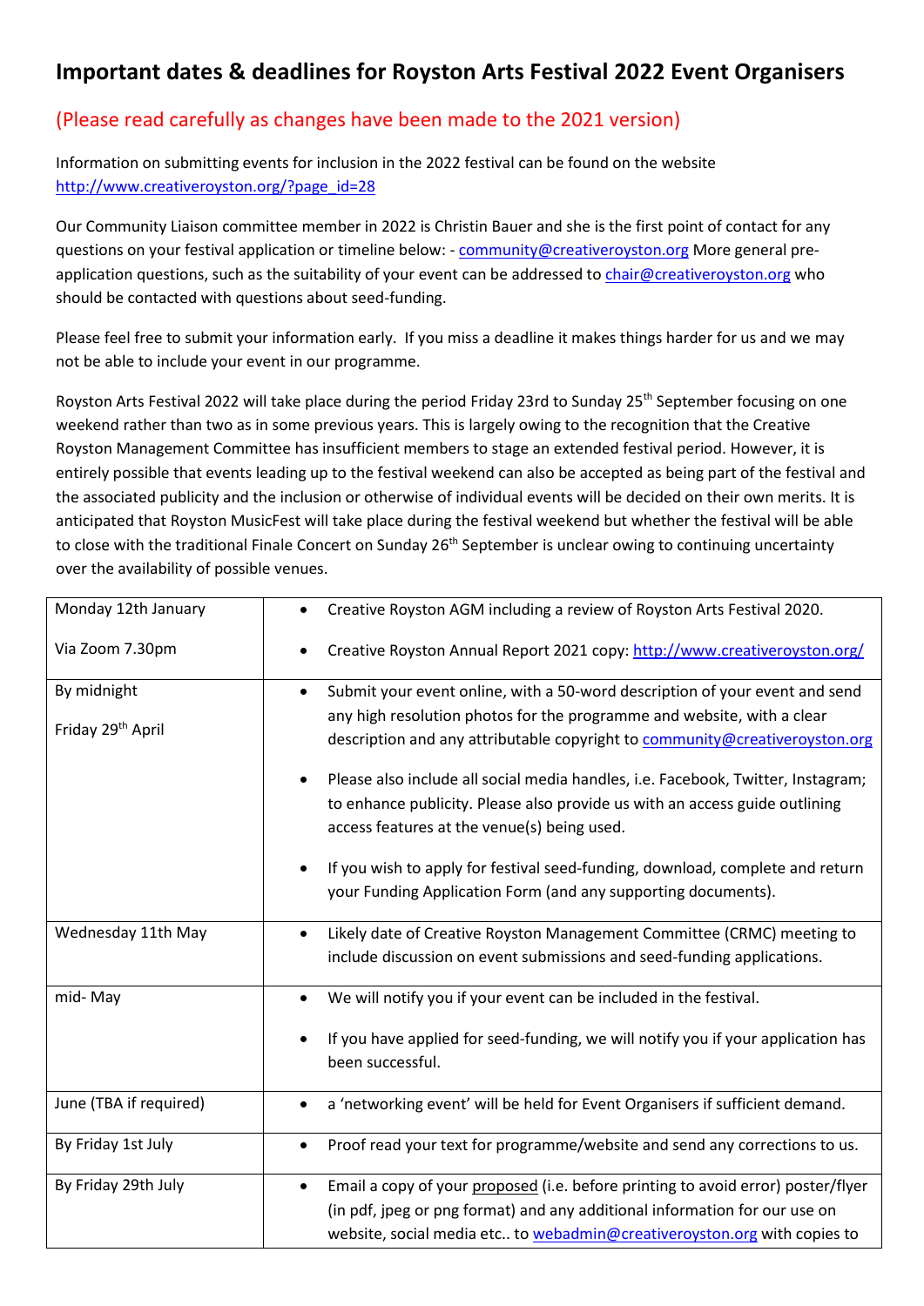# Important dates & deadlines for Royston Arts Festival 2022 Event Organisers

(Please read carefully as changes have been made to the 2021 version)

Information on submitting events for inclusion in the 2022 festival can be found on the website http://www.creativeroyston.org/?page_id=28

Our Community Liaison committee member in 2022 is Christin Bauer and she is the first point of contact for any questions on your festival application or timeline below: - community@creativeroyston.org More general pre-application questions, such as the suitability of your event can be addressed to chair@creativeroyston.org who should be contacted with questions about seed-funding.

Please feel free to submit your information early. If you miss a deadline it makes things harder for us and we may not be able to include your event in our programme.

Royston Arts Festival 2022 will take place during the period Friday 23rd to Sunday 25th September focusing on one weekend rather than two as in some previous years. This is largely owing to the recognition that the Creative Royston Management Committee has insufficient members to stage an extended festival period. However, it is entirely possible that events leading up to the festival weekend can also be accepted as being part of the festival and the associated publicity and the inclusion or otherwise of individual events will be decided on their own merits. It is anticipated that Royston MusicFest will take place during the festival weekend but whether the festival will be able to close with the traditional Finale Concert on Sunday 26th September is unclear owing to continuing uncertainty over the availability of possible venues.

| Date | Details |
|---|---|
| Monday 12th January<br><br>Via Zoom 7.30pm | • Creative Royston AGM including a review of Royston Arts Festival 2020.<br><br>• Creative Royston Annual Report 2021 copy: http://www.creativeroyston.org/ |
| By midnight<br><br>Friday 29th April | • Submit your event online, with a 50-word description of your event and send any high resolution photos for the programme and website, with a clear description and any attributable copyright to community@creativeroyston.org<br><br>• Please also include all social media handles, i.e. Facebook, Twitter, Instagram; to enhance publicity. Please also provide us with an access guide outlining access features at the venue(s) being used.<br><br>• If you wish to apply for festival seed-funding, download, complete and return your Funding Application Form (and any supporting documents). |
| Wednesday 11th May | • Likely date of Creative Royston Management Committee (CRMC) meeting to include discussion on event submissions and seed-funding applications. |
| mid- May | • We will notify you if your event can be included in the festival.<br><br>• If you have applied for seed-funding, we will notify you if your application has been successful. |
| June (TBA if required) | • a 'networking event' will be held for Event Organisers if sufficient demand. |
| By Friday 1st July | • Proof read your text for programme/website and send any corrections to us. |
| By Friday 29th July | • Email a copy of your proposed (i.e. before printing to avoid error) poster/flyer (in pdf, jpeg or png format) and any additional information for our use on website, social media etc.. to webadmin@creativeroyston.org with copies to |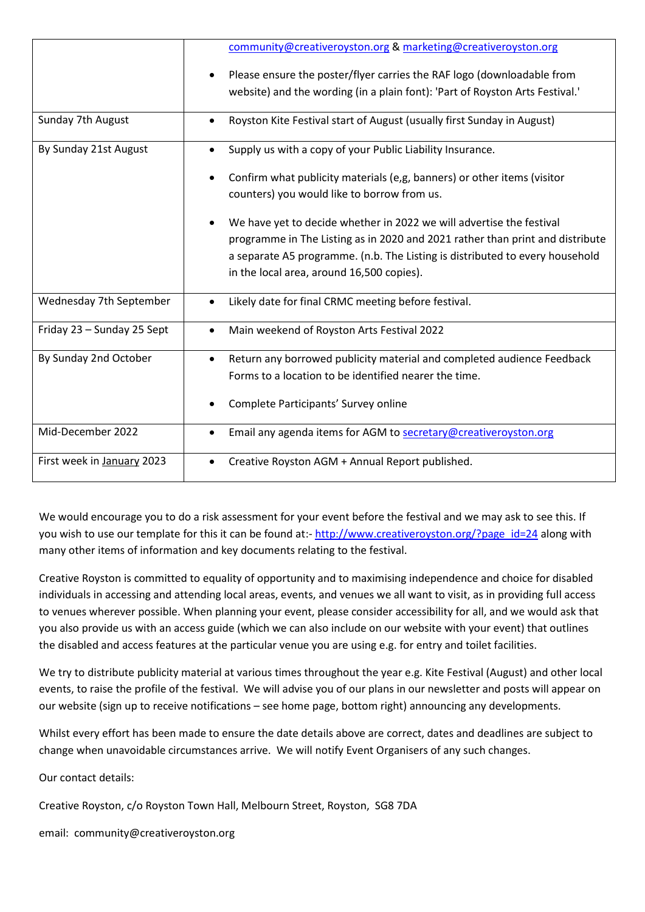| | |
|---|---|
| | community@creativeroyston.org & marketing@creativeroyston.org<br>• Please ensure the poster/flyer carries the RAF logo (downloadable from website) and the wording (in a plain font): 'Part of Royston Arts Festival.' |
| Sunday 7th August | • Royston Kite Festival start of August (usually first Sunday in August) |
| By Sunday 21st August | • Supply us with a copy of your Public Liability Insurance.<br>• Confirm what publicity materials (e,g, banners) or other items (visitor counters) you would like to borrow from us.<br>• We have yet to decide whether in 2022 we will advertise the festival programme in The Listing as in 2020 and 2021 rather than print and distribute a separate A5 programme. (n.b. The Listing is distributed to every household in the local area, around 16,500 copies). |
| Wednesday 7th September | • Likely date for final CRMC meeting before festival. |
| Friday 23 – Sunday 25 Sept | • Main weekend of Royston Arts Festival 2022 |
| By Sunday 2nd October | • Return any borrowed publicity material and completed audience Feedback Forms to a location to be identified nearer the time.<br>• Complete Participants' Survey online |
| Mid-December 2022 | • Email any agenda items for AGM to secretary@creativeroyston.org |
| First week in January 2023 | • Creative Royston AGM + Annual Report published. |

We would encourage you to do a risk assessment for your event before the festival and we may ask to see this. If you wish to use our template for this it can be found at:- http://www.creativeroyston.org/?page_id=24 along with many other items of information and key documents relating to the festival.

Creative Royston is committed to equality of opportunity and to maximising independence and choice for disabled individuals in accessing and attending local areas, events, and venues we all want to visit, as in providing full access to venues wherever possible. When planning your event, please consider accessibility for all, and we would ask that you also provide us with an access guide (which we can also include on our website with your event) that outlines the disabled and access features at the particular venue you are using e.g. for entry and toilet facilities.

We try to distribute publicity material at various times throughout the year e.g. Kite Festival (August) and other local events, to raise the profile of the festival. We will advise you of our plans in our newsletter and posts will appear on our website (sign up to receive notifications – see home page, bottom right) announcing any developments.

Whilst every effort has been made to ensure the date details above are correct, dates and deadlines are subject to change when unavoidable circumstances arrive. We will notify Event Organisers of any such changes.

Our contact details:

Creative Royston, c/o Royston Town Hall, Melbourn Street, Royston, SG8 7DA

email: community@creativeroyston.org